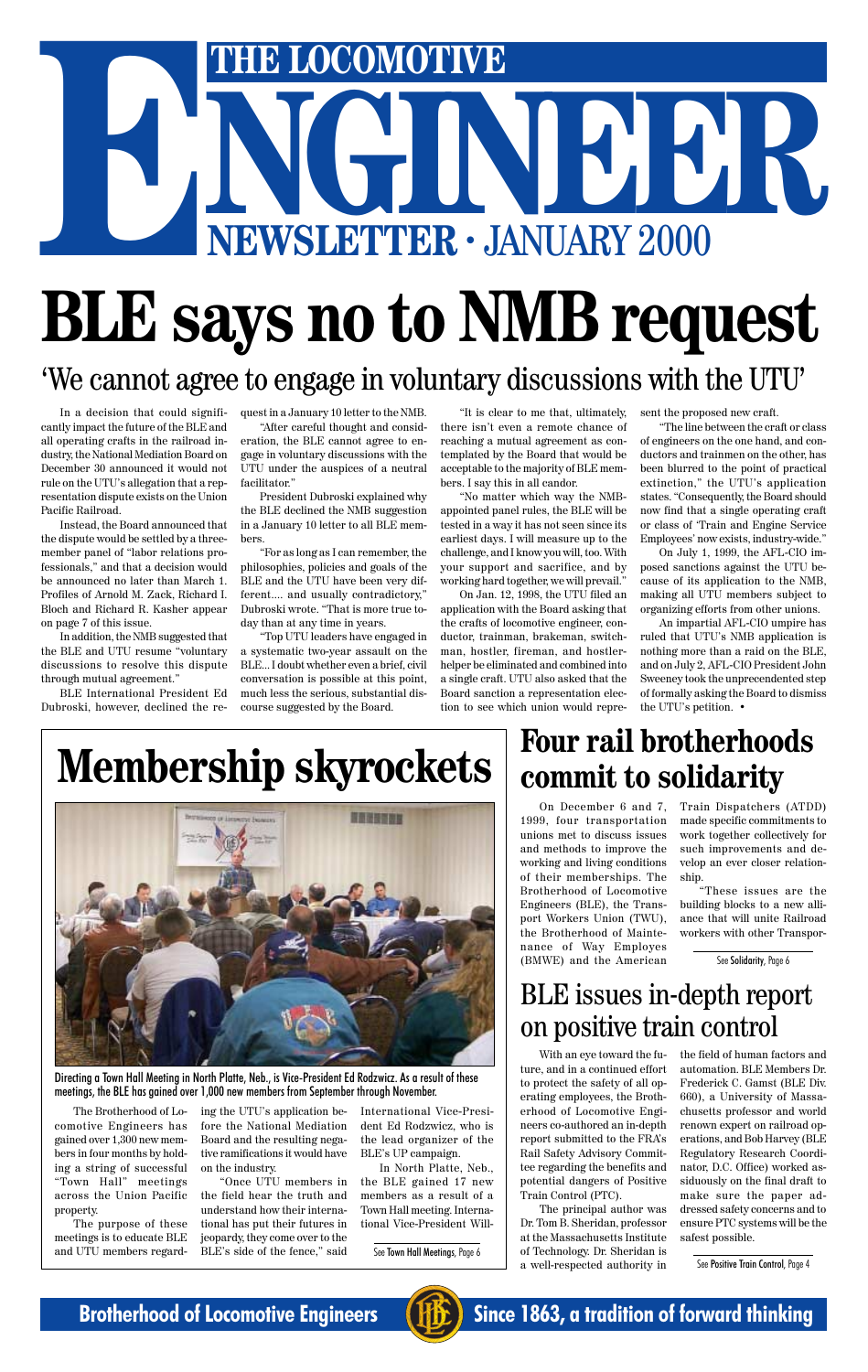# THE LOCOMOTIVE ENGINEER

NEWSLETTER · JANUARY 2000

# BLE says no to NMB request

## 'We cannot agree to engage in voluntary discussions with the UTU'

In a decision that could significantly impact the future of the BLE and all operating crafts in the railroad industry, the National Mediation Board on December 30 announced it would not rule on the UTU's allegation that a representation dispute exists on the Union Pacific Railroad.

Instead, the Board announced that the dispute would be settled by a three-member panel of "labor relations professionals," and that a decision would be announced no later than March 1. Profiles of Arnold M. Zack, Richard I. Bloch and Richard R. Kasher appear on page 7 of this issue.

In addition, the NMB suggested that the BLE and UTU resume "voluntary discussions to resolve this dispute through mutual agreement."

BLE International President Ed Dubroski, however, declined the request in a January 10 letter to the NMB.

"After careful thought and consideration, the BLE cannot agree to engage in voluntary discussions with the UTU under the auspices of a neutral facilitator."

President Dubroski explained why the BLE declined the NMB suggestion in a January 10 letter to all BLE members.

"For as long as I can remember, the philosophies, policies and goals of the BLE and the UTU have been very different.... and usually contradictory," Dubroski wrote. "That is more true today than at any time in years.

"Top UTU leaders have engaged in a systematic two-year assault on the BLE... I doubt whether even a brief, civil conversation is possible at this point, much less the serious, substantial discourse suggested by the Board.

"It is clear to me that, ultimately, there isn't even a remote chance of reaching a mutual agreement as contemplated by the Board that would be acceptable to the majority of BLE members. I say this in all candor.

"No matter which way the NMB-appointed panel rules, the BLE will be tested in a way it has not seen since its earliest days. I will measure up to the challenge, and I know you will, too. With your support and sacrifice, and by working hard together, we will prevail."

On Jan. 12, 1998, the UTU filed an application with the Board asking that the crafts of locomotive engineer, conductor, trainman, brakeman, switchman, hostler, fireman, and hostler-helper be eliminated and combined into a single craft. UTU also asked that the Board sanction a representation election to see which union would represent the proposed new craft.

"The line between the craft or class of engineers on the one hand, and conductors and trainmen on the other, has been blurred to the point of practical extinction," the UTU's application states. "Consequently, the Board should now find that a single operating craft or class of 'Train and Engine Service Employees' now exists, industry-wide."

On July 1, 1999, the AFL-CIO imposed sanctions against the UTU because of its application to the NMB, making all UTU members subject to organizing efforts from other unions.

An impartial AFL-CIO umpire has ruled that UTU's NMB application is nothing more than a raid on the BLE, and on July 2, AFL-CIO President John Sweeney took the unprecendented step of formally asking the Board to dismiss the UTU's petition. •

# Membership skyrockets

Directing a Town Hall Meeting in North Platte, Neb., is Vice-President Ed Rodzwicz. As a result of these meetings, the BLE has gained over 1,000 new members from September through November.

The Brotherhood of Locomotive Engineers has gained over 1,300 new members in four months by holding a string of successful "Town Hall" meetings across the Union Pacific property.

The purpose of these meetings is to educate BLE and UTU members regarding the UTU's application before the National Mediation Board and the resulting negative ramifications it would have on the industry.

"Once UTU members in the field hear the truth and understand how their international has put their futures in jeopardy, they come over to the BLE's side of the fence," said International Vice-President Ed Rodzwicz, who is the lead organizer of the BLE's UP campaign.

In North Platte, Neb., the BLE gained 17 new members as a result of a Town Hall meeting. International Vice-President Will-

See Town Hall Meetings, Page 6

# Four rail brotherhoods commit to solidarity

On December 6 and 7, 1999, four transportation unions met to discuss issues and methods to improve the working and living conditions of their memberships. The Brotherhood of Locomotive Engineers (BLE), the Transport Workers Union (TWU), the Brotherhood of Maintenance of Way Employes (BMWE) and the American Train Dispatchers (ATDD) made specific commitments to work together collectively for such improvements and develop an ever closer relationship.

"These issues are the building blocks to a new alliance that will unite Railroad workers with other Transpor-

See Solidarity, Page 6

## BLE issues in-depth report on positive train control

With an eye toward the future, and in a continued effort to protect the safety of all operating employees, the Brotherhood of Locomotive Engineers co-authored an in-depth report submitted to the FRA's Rail Safety Advisory Committee regarding the benefits and potential dangers of Positive Train Control (PTC).

The principal author was Dr. Tom B. Sheridan, professor at the Massachusetts Institute of Technology. Dr. Sheridan is a well-respected authority in the field of human factors and automation. BLE Members Dr. Frederick C. Gamst (BLE Div. 660), a University of Massachusetts professor and world renown expert on railroad operations, and Bob Harvey (BLE Regulatory Research Coordinator, D.C. Office) worked assiduously on the final draft to make sure the paper addressed safety concerns and to ensure PTC systems will be the safest possible.

See Positive Train Control, Page 4

**Brotherhood of Locomotive Engineers** — **Since 1863, a tradition of forward thinking**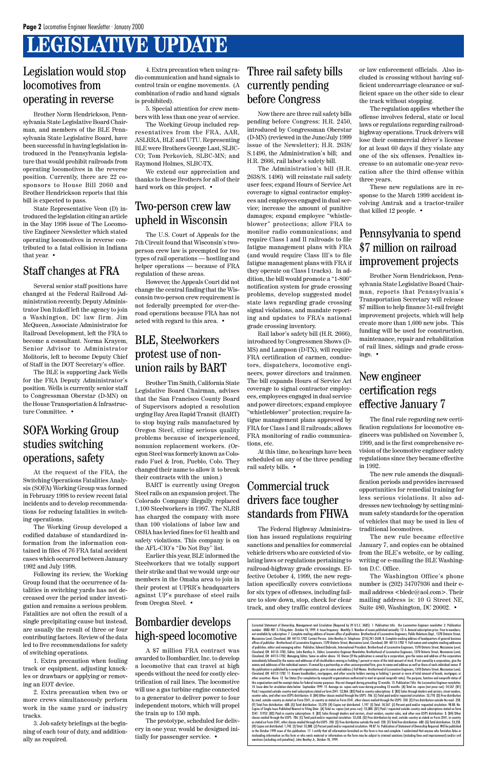# LEGISLATIVE UPDATE

## Legislation would stop locomotives from operating in reverse

Brother Norm Hendrickson, Pennsylvania State Legislative Board Chairman, and members of the BLE Pennsylvania State Legislative Board, have been successful in having legislation introduced in the Pennsylvania legislature that would prohibit railroads from operating locomotives in the reverse position. Currently, there are 22 cosponsors to House Bill 2060 and Brother Hendrickson reports that this bill is expected to pass.

State Representative Veon (D) introduced the legislation citing an article in the May 1998 issue of The Locomotive Engineer Newsletter which stated operating locomotives in reverse contributed to a fatal collision in Indiana that year. •

## Staff changes at FRA

Several senior staff positions have changed at the Federal Railroad Administration recently. Deputy Administrator Don Itzkoff left the agency to join a Washington, DC law firm. Jim McQueen, Associate Administrator for Railroad Development, left the FRA to become a consultant. Norma Krayem, Senior Advisor to Administrator Molitoris, left to become Deputy Chief of Staff in the DOT Secretary's office.

The BLE is supporting Jack Wells for the FRA Deputy Administrator's position. Wells is currently senior staff to Congressman Oberstar (D-MN) on the House Transportation & Infrastructure Committee. •

## SOFA Working Group studies switching operations, safety

At the request of the FRA, the Switching Operations Fatalities Analysis (SOFA) Working Group was formed in February 1998 to review recent fatal incidents and to develop recommendations for reducing fatalities in switching operations.

The Working Group developed a codified database of standardized information from the information contained in files of 76 FRA fatal accident cases which occurred between January 1992 and July 1998.

Following its review, the Working Group found that the occurrence of fatalities in switching yards has not decreased over the period under investigation and remains a serious problem. Fatalities are not often the result of a single precipitating cause but instead, are usually the result of three or four contributing factors. Review of the data led to five recommendations for safety of switching operations.

1. Extra precaution when fouling track or equipment, adjusting knuckles or drawbars or applying or removing an EOT device.

2. Extra precaution when two or more crews simultaneously perform work in the same yard or industry tracks.

3. Job safety briefings at the beginning of each tour of duty, and additionally as required.

4. Extra precaution when using radio communication and hand signals to control train or engine movements. (A combination of radio and hand signals is prohibited).

5. Special attention for crew members with less than one year of service.

The Working Group included representatives from the FRA, AAR, ASLRRA, BLE and UTU. Representing BLE were Brothers George Last, SLBC-CO; Tom Perkovich, SLBC-MN; and Raymond Holmes, SLBC-TX.

We extend our appreciation and thanks to these Brothers for all of their hard work on this project. •

## Two-person crew law upheld in Wisconsin

The U.S. Court of Appeals for the 7th Circuit found that Wisconsin's two-person crew law is preempted for two types of rail operations — hostling and helper operations — because of FRA regulation of these areas.

However, the Appeals Court did not change the central finding that the Wisconsin two-person crew requirement is not federally preempted for over-the-road operations because FRA has not acted with regard to this area. •

## BLE, Steelworkers protest use of non-union rails by BART

Brother Tim Smith, California State Legislative Board Chairman, advises that the San Francisco County Board of Supervisors adopted a resolution urging Bay Area Rapid Transit (BART) to stop buying rails manufactured by Oregon Steel, citing serious quality problems because of inexperienced, nonunion replacement workers. (Oregon Steel was formerly known as Colorado Fuel & Iron, Pueblo, Colo. They changed their name to allow it to break their contracts with the union.)

BART is currently using Oregon Steel rails on an expansion project. The Colorado Company illegally replaced 1,100 Steelworkers in 1997. The NLRB has charged the company with more than 100 violations of labor law and OSHA has levied fines for 61 health and safety violations. This company is on the AFL-CIO's "Do Not Buy" list.

Earlier this year, BLE informed the Steelworkers that we totally support their strike and that we would urge our members in the Omaha area to join in their protest at UPRR's headquarters against UP's purchase of steel rails from Oregon Steel. •

## Bombardier develops high-speed locomotive

A $7 million FRA contract was awarded to Bombardier, Inc. to develop a locomotive that can travel at high speeds without the need for costly electrification of rail lines. The locomotive will use a gas turbine engine connected to a generator to deliver power to four independent motors, which will propel the train up to 150 mph.

The prototype, scheduled for delivery in one year, would be designed initially for passenger service. •

## Three rail safety bills currently pending before Congress

Now there are three rail safety bills pending before Congress: H.R. 2450, introduced by Congressman Oberstar (D-MN) (reviewed in the June/July 1999 issue of the Newsletter); H.R. 2638/S.1496, the Administration's bill; and H.R. 2666, rail labor's safety bill.

The Administration's bill (H.R. 2638/S. 1496) will reinstate rail safety user fees; expand Hours of Service Act coverage to signal contractor employees and employees engaged in dual service; increase the amount of punitive damages; expand employee "whistle-blower" protections; allow FRA to monitor radio communications; and require Class I and II railroads to file fatigue management plans with FRA (and would require Class III's to file fatigue management plans with FRA if they operate on Class I tracks). In addition, the bill would promote a "1-800" notification system for grade crossing problems, develop suggested model state laws regarding grade crossing signal violations, and mandate reporting and updates to FRA's national grade crossing inventory.

Rail labor's safety bill (H.R. 2666), introduced by Congressmen Shows (D-MS) and Lampson (D-TX), will require FRA certification of carmen, conductors, dispatchers, locomotive engineers, power directors and trainmen. The bill expands Hours of Service Act coverage to signal contractor employees, employees engaged in dual service and power directors; expand employee "whistleblower" protection; require fatigue management plans approved by FRA for Class I and II railroads; allows FRA monitoring of radio communications, etc.

At this time, no hearings have been scheduled on any of the three pending rail safety bills. •

## Commercial truck drivers face tougher standards from FHWA

The Federal Highway Administration has issued regulations requiring sanctions and penalties for commercial vehicle drivers who are convicted of violating laws or regulations pertaining to railroad-highway grade crossings. Effective October 4, 1999, the new regulation specifically covers convictions for six types of offenses, including failure to slow down, stop, check for clear track, and obey traffic control devices or law enforcement officials. Also included is crossing without having sufficient undercarriage clearance or sufficient space on the other side to clear the track without stopping.

The regulation applies whether the offense involves federal, state or local laws or regulations regarding railroad-highway operations. Truck drivers will lose their commercial driver's license for at least 60 days if they violate any one of the six offenses. Penalties increase to an automatic one-year revocation after the third offense within three years.

These new regulations are in response to the March 1999 accident involving Amtrak and a tractor-trailer that killed 12 people. •

## Pennsylvania to spend $7 million on railroad improvement projects

Brother Norm Hendrickson, Pennsylvania State Legislative Board Chairman, reports that Pennsylvania's Transportation Secretary will release $7 million to help finance 51-rail freight improvement projects, which will help create more than 1,600 new jobs. This funding will be used for construction, maintenance, repair and rehabilitation of rail lines, sidings and grade crossings. •

## New engineer certification regs effective January 7

The final rule regarding new certification regulations for locomotive engineers was published on November 5, 1999, and is the first comprehensive revision of the locomotive engineer safety regulations since they became effective in 1992.

The new rule amends the disqualification periods and provides increased opportunities for remedial training for less serious violations. It also addresses new technology by setting minimum safety standards for the operation of vehicles that may be used in lieu of traditional locomotives.

The new rule became effective January 7, and copies can be obtained from the BLE's website, or by calling, writing or e-mailing the BLE Washington D.C. Office.

The Washington Office's phone number is (202) 34707936 and their e-mail address <bledc@aol.com>. Their mailing address is: 10 G Street NE, Suite 480, Washington, DC 20002. •

Corrected Statement of Ownership, Management and Circulation (Required by 39 U.S.C. 3685) 1. Publication title: the Locomotive Engineer newsletter. 2. Publication number: 0002-987. 3. Filing date: October 18, 1999. 4. Issue frequency: Monthly 5. Number of issues published annually: 12. 6. Annual subscription price: Free to members, not available by subscription. 7. Complete mailing address of known office of publication: Brotherhood of Locomotive Engineers, Public Relations Dept., 1370 Ontario Street, Mezzanine Level, Cleveland, OH 44113-1702. Contact Person: John Bentley Jr. Telephone: (216) 241-2630. 8. Complete mailing address of headquarters of general business offices of publisher: Brotherhood of Locomotive Engineers, 1370 Ontario Street, Mezzanine Level, Cleveland, OH 44113-1702. 9. Full names and complete mailing addresses of publisher, editor and managing editor: Publisher, Edward Dubroski, International President, Brotherhood of Locomotive Engineers, 1370 Ontario Street, Mezzanine Level, Cleveland, OH 44113-1702; Editor, John Bentley Jr., Editor, Locomotive Engineer Newsletter, Brotherhood of Locomotive Engineers, 1370 Ontario Street, Mezzanine Level, Cleveland, OH 44113-1702; Managing Editor, Same as editor above. 10. Owner (If the publication is owned by a corporation, give the name and address of the corporation immediately followed by the names and addresses of all stockholders owning or holding 1 percent or more of the total amount of stock. If not owned by a corporation, give the names and addresses of the individual owners. If owned by a partnership or other unincorporated firm, give its name and address as well as those of each individual owner. If the publication is published by a nonprofit organization, give its name and address.) Full Name: Brotherhood of Locomotive Engineers, 1370 Ontario Street, Mezzanine Level, Cleveland, OH 44113-1702. 11. Known bondholders, mortgagees, and other security holders owning or holding 1 percent or more of total amount of bonds, mortgages, or other securities: None. 12. Tax Status (For completion by nonprofit organizations authorized to mail at special nonprofit rates): The purpose, function and nonprofit status of this organization and the exempt status for federal income purposes: Has not changed during preceding 12 months. 13. Publication Title: the Locomotive Engineer newsletter. 14. Issue date for circulation data below: September 1999. 15. Average no. copies each issue during preceding 12 months: (A) Total no. copies (net press run): 54,567. (B1) Paid/requested outside-county mail subscriptions stated on Form 3541: 52,064. (B2) Paid in-county subscriptions: 0. (B3) Sales through dealers and carriers, street vendors, counter sales, and other non-USPS distribution: 0. (B4) Other classes mailed through the USPS: 706. (C) Total paid and/or requested circulation: 52,770. (D) Free distribution by mail, outside-county as stated on Form 3541, in-county as stated on Form 3541, other classes mailed through the USPS: 350. (E) Free distribution outside the mail: 250. (F) Total free distribution: 600. (G) Total distribution: 53,370. (H) Copies not distributed: 1,197. (I) Total: 54,567. (J) Percent paid and/or requested circulation: 98.88. No. Copies of Single Issue Published Nearest to Filing Date: (A) Total no. copies (net press run): 55,000. (B1) Paid/requested outside-county mail subscriptions stated on Form 3541: 51952. (B2) Paid in-county subscriptions: 0. (B3) Sales through dealers and carriers, street vendors, counter sales, and other non-USPS distribution: 0. (B4) Other classes mailed through the USPS: 706. (C) Total paid and/or requested circulation: 52,658. (D) Free distribution by mail, outside-county as stated on Form 3541, in-county as stated on Form 3541, other classes mailed through the USPS: 350. (E) Free distribution outside the mail: 250. (F) Total free distribution: 600. (G) Total distribution: 53,258. (H) Copies not distributed: 1,742. (I) Total: 55,000. (J) Percent paid and/or requested circulation: 98.87.16. Publication of Statement of Ownership Required. Will be published in the October 1999 issue of this publication. 17. I certify that all information furnished on this form is true and complete. I understand that anyone who furnishes false or misleading information on this form or who omits material or information on the form may be subject to criminal sanctions (including fines and imprisonment) and/or civil sanctions (including civil penalties). John Bentley Jr., October 18, 1999.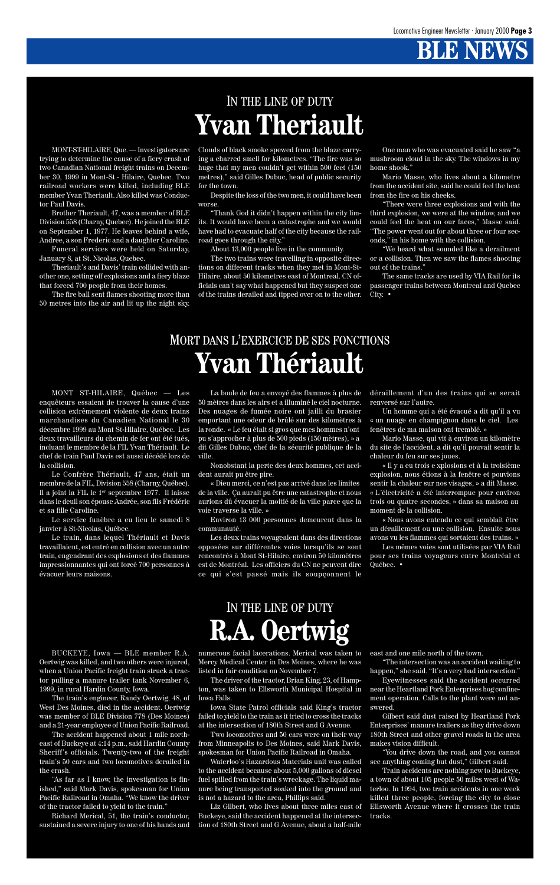# BLE NEWS

## IN THE LINE OF DUTY
# Yvan Theriault

MONT-ST-HILAIRE, Que. — Investigators are trying to determine the cause of a fiery crash of two Canadian National freight trains on December 30, 1999 in Mont-St.- Hilaire, Quebec. Two railroad workers were killed, including BLE member Yvan Theriault. Also killed was Conductor Paul Davis.

Brother Theriault, 47, was a member of BLE Division 558 (Charny, Quebec). He joined the BLE on September 1, 1977. He leaves behind a wife, Andree, a son Frederic and a daughter Caroline.

Funeral services were held on Saturday, January 8, at St. Nicolas, Quebec.

Theriault's and Davis' train collided with another one, setting off explosions and a fiery blaze that forced 700 people from their homes.

The fire ball sent flames shooting more than 50 metres into the air and lit up the night sky. Clouds of black smoke spewed from the blaze carrying a charred smell for kilometres. "The fire was so huge that my men couldn't get within 500 feet (150 metres)," said Gilles Dubuc, head of public security for the town.

Despite the loss of the two men, it could have been worse.

"Thank God it didn't happen within the city limits. It would have been a catastrophe and we would have had to evacuate half of the city because the railroad goes through the city."

About 13,000 people live in the community.

The two trains were travelling in opposite directions on different tracks when they met in Mont-St-Hilaire, about 50 kilometres east of Montreal. CN officials can't say what happened but they suspect one of the trains derailed and tipped over on to the other.

One man who was evacuated said he saw "a mushroom cloud in the sky. The windows in my home shook."

Mario Masse, who lives about a kilometre from the accident site, said he could feel the heat from the fire on his cheeks.

"There were three explosions and with the third explosion, we were at the window, and we could feel the heat on our faces," Masse said. "The power went out for about three or four seconds," in his home with the collision.

"We heard what sounded like a derailment or a collision. Then we saw the flames shooting out of the trains."

The same tracks are used by VIA Rail for its passenger trains between Montreal and Quebec City. •

## MORT DANS L'EXERCICE DE SES FONCTIONS
# Yvan Thériault

MONT ST-HILAIRE, Québec — Les enquêteurs essaient de trouver la cause d'une collision extrêmement violente de deux trains marchandises du Canadien National le 30 décembre 1999 au Mont St-Hilaire, Québec. Les deux travailleurs du chemin de fer ont été tués, incluant le membre de la FIL Yvan Thériault. Le chef de train Paul Davis est aussi décédé lors de la collision.

Le Confrère Thériault, 47 ans, était un membre de la FIL, Division 558 (Charny, Québec). Il a joint la FIL le 1[er] septembre 1977. Il laisse dans le deuil son épouse Andrée, son fils Frédéric et sa fille Caroline.

Le service funèbre a eu lieu le samedi 8 janvier à St-Nicolas, Québec.

Le train, dans lequel Thériault et Davis travaillaient, est entré en collision avec un autre train, engendrant des explosions et des flammes impressionnantes qui ont forcé 700 personnes à évacuer leurs maisons.

La boule de feu a envoyé des flammes à plus de 50 mètres dans les airs et a illuminé le ciel nocturne. Des nuages de fumée noire ont jailli du brasier emportant une odeur de brûlé sur des kilomètres à la ronde. « Le feu était si gros que mes hommes n'ont pu s'approcher à plus de 500 pieds (150 mètres), » a dit Gilles Dubuc, chef de la sécurité publique de la ville.

Nonobstant la perte des deux hommes, cet accident aurait pu être pire.

« Dieu merci, ce n'est pas arrivé dans les limites de la ville. Ça aurait pu être une catastrophe et nous aurions dû évacuer la moitié de la ville parce que la voie traverse la ville. »

Environ 13 000 personnes demeurent dans la communauté.

Les deux trains voyageaient dans des directions opposées sur différentes voies lorsqu'ils se sont rencontrés à Mont St-Hilaire, environ 50 kilomètres est de Montréal. Les officiers du CN ne peuvent dire ce qui s'est passé mais ils soupçonnent le déraillement d'un des trains qui se serait renversé sur l'autre.

Un homme qui a été évacué a dit qu'il a vu « un nuage en champignon dans le ciel. Les fenêtres de ma maison ont tremblé. »

Mario Masse, qui vit à environ un kilomètre du site de l'accident, a dit qu'il pouvait sentir la chaleur du feu sur ses joues.

« Il y a eu trois explosions et à la troisième explosion, nous étions à la fenêtre et pouvions sentir la chaleur sur nos visages, » a dit Masse. « L'électricité a été interrompue pour environ trois ou quatre secondes, » dans sa maison au moment de la collision.

« Nous avons entendu ce qui semblait être un déraillement ou une collision. Ensuite nous avons vu les flammes qui sortaient des trains. »

Les mêmes voies sont utilisées par VIA Rail pour ses trains voyageurs entre Montréal et Québec. •

## IN THE LINE OF DUTY
# R.A. Oertwig

BUCKEYE, Iowa — BLE member R.A. Oertwig was killed, and two others were injured, when a Union Pacific freight train struck a tractor pulling a manure trailer tank November 6, 1999, in rural Hardin County, Iowa.

The train's engineer, Randy Oertwig, 48, of West Des Moines, died in the accident. Oertwig was member of BLE Division 778 (Des Moines) and a 21-year employee of Union Pacific Railroad.

The accident happened about 1 mile northeast of Buckeye at 4:14 p.m., said Hardin County Sheriff's officials. Twenty-two of the freight train's 50 cars and two locomotives derailed in the crash.

"As far as I know, the investigation is finished," said Mark Davis, spokesman for Union Pacific Railroad in Omaha. "We know the driver of the tractor failed to yield to the train."

Richard Merical, 51, the train's conductor, sustained a severe injury to one of his hands and numerous facial lacerations. Merical was taken to Mercy Medical Center in Des Moines, where he was listed in fair condition on November 7.

The driver of the tractor, Brian King, 23, of Hampton, was taken to Ellsworth Municipal Hospital in Iowa Falls.

Iowa State Patrol officials said King's tractor failed to yield to the train as it tried to cross the tracks at the intersection of 180th Street and G Avenue.

Two locomotives and 50 cars were on their way from Minneapolis to Des Moines, said Mark Davis, spokesman for Union Pacific Railroad in Omaha.

Waterloo's Hazardous Materials unit was called to the accident because about 5,000 gallons of diesel fuel spilled from the train's wreckage. The liquid manure being transported soaked into the ground and is not a hazard to the area, Phillips said.

Liz Gilbert, who lives about three miles east of Buckeye, said the accident happened at the intersection of 180th Street and G Avenue, about a half-mile east and one mile north of the town.

"The intersection was an accident waiting to happen," she said. "It's a very bad intersection."

Eyewitnesses said the accident occurred near the Heartland Pork Enterprises hog confinement operation. Calls to the plant were not answered.

Gilbert said dust raised by Heartland Pork Enterprises' manure trailers as they drive down 180th Street and other gravel roads in the area makes vision difficult.

"You drive down the road, and you cannot see anything coming but dust," Gilbert said.

Train accidents are nothing new to Buckeye, a town of about 105 people 50 miles west of Waterloo. In 1994, two train accidents in one week killed three people, forcing the city to close Ellsworth Avenue where it crosses the train tracks.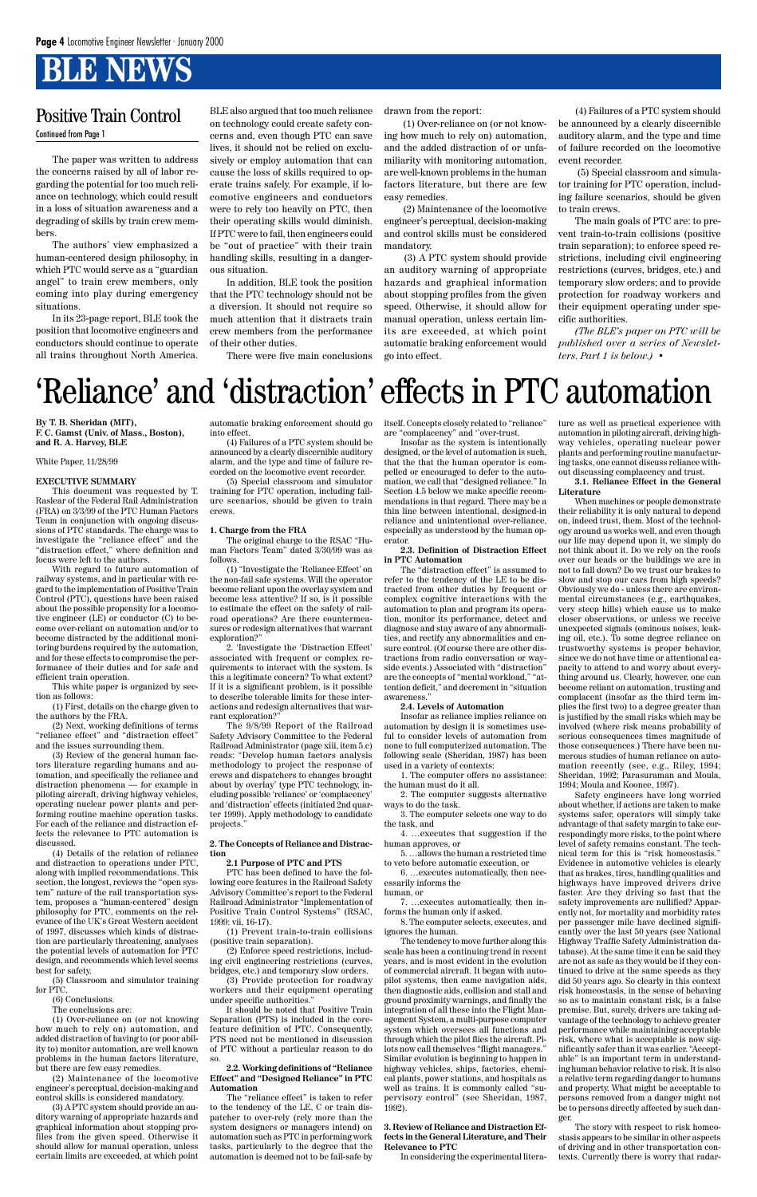# BLE NEWS

## Positive Train Control

Continued from Page 1

The paper was written to address the concerns raised by all of labor regarding the potential for too much reliance on technology, which could result in a loss of situation awareness and a degrading of skills by train crew members.

The authors' view emphasized a human-centered design philosophy, in which PTC would serve as a "guardian angel" to train crew members, only coming into play during emergency situations.

In its 23-page report, BLE took the position that locomotive engineers and conductors should continue to operate all trains throughout North America.

BLE also argued that too much reliance on technology could create safety concerns and, even though PTC can save lives, it should not be relied on exclusively or employ automation that can cause the loss of skills required to operate trains safely. For example, if locomotive engineers and conductors were to rely too heavily on PTC, then their operating skills would diminish. If PTC were to fail, then engineers could be "out of practice" with their train handling skills, resulting in a dangerous situation.

In addition, BLE took the position that the PTC technology should not be a diversion. It should not require so much attention that it distracts train crew members from the performance of their other duties.

There were five main conclusions drawn from the report:

(1) Over-reliance on (or not knowing how much to rely on) automation, and the added distraction of or unfamiliarity with monitoring automation, are well-known problems in the human factors literature, but there are few easy remedies.

(2) Maintenance of the locomotive engineer's perceptual, decision-making and control skills must be considered mandatory.

(3) A PTC system should provide an auditory warning of appropriate hazards and graphical information about stopping profiles from the given speed. Otherwise, it should allow for manual operation, unless certain limits are exceeded, at which point automatic braking enforcement would go into effect.

(4) Failures of a PTC system should be announced by a clearly discernible auditory alarm, and the type and time of failure recorded on the locomotive event recorder.

(5) Special classroom and simulator training for PTC operation, including failure scenarios, should be given to train crews.

The main goals of PTC are: to prevent train-to-train collisions (positive train separation); to enforce speed restrictions, including civil engineering restrictions (curves, bridges, etc.) and temporary slow orders; and to provide protection for roadway workers and their equipment operating under specific authorities.

*(The BLE's paper on PTC will be published over a series of Newsletters. Part 1 is below.)* •

# 'Reliance' and 'distraction' effects in PTC automation

**By T. B. Sheridan (MIT), F. C. Gamst (Univ. of Mass., Boston), and R. A. Harvey, BLE**

White Paper, 11/28/99

**EXECUTIVE SUMMARY**

This document was requested by T. Raslear of the Federal Rail Administration (FRA) on 3/3/99 of the PTC Human Factors Team in conjunction with ongoing discussions of PTC standards. The charge was to investigate the "reliance effect" and the "distraction effect," where definition and focus were left to the authors.

With regard to future automation of railway systems, and in particular with regard to the implementation of Positive Train Control (PTC), questions have been raised about the possible propensity for a locomotive engineer (LE) or conductor (C) to become over-reliant on automation and/or to become distracted by the additional monitoring burdens required by the automation, and for these effects to compromise the performance of their duties and for safe and efficient train operation.

This white paper is organized by section as follows:

(1) First, details on the charge given to the authors by the FRA.

(2) Next, working definitions of terms "reliance effect" and "distraction effect" and the issues surrounding them.

(3) Review of the general human factors literature regarding humans and automation, and specifically the reliance and distraction phenomena — for example in piloting aircraft, driving highway vehicles, operating nuclear power plants and performing routine machine operation tasks. For each of the reliance and distraction effects the relevance to PTC automation is discussed.

(4) Details of the relation of reliance and distraction to operations under PTC, along with implied recommendations. This section, the longest, reviews the "open system" nature of the rail transportation system, proposes a "human-centered" design philosophy for PTC, comments on the relevance of the UK's Great Western accident of 1997, discusses which kinds of distraction are particularly threatening, analyses the potential levels of automation for PTC design, and recommends which level seems best for safety.

(5) Classroom and simulator training for PTC.

(6) Conclusions.

The conclusions are:

(1) Over-reliance on (or not knowing how much to rely on) automation, and added distraction of having to (or poor ability to) monitor automation, are well known problems in the human factors literature, but there are few easy remedies.

(2) Maintenance of the locomotive engineer's perceptual, decision-making and control skills is considered mandatory.

(3) A PTC system should provide an auditory warning of appropriate hazards and graphical information about stopping profiles from the given speed. Otherwise it should allow for manual operation, unless certain limits are exceeded, at which point automatic braking enforcement should go into effect.

(4) Failures of a PTC system should be announced by a clearly discernible auditory alarm, and the type and time of failure recorded on the locomotive event recorder.

(5) Special classroom and simulator training for PTC operation, including failure scenarios, should be given to train crews.

**1. Charge from the FRA**

The original charge to the RSAC "Human Factors Team" dated 3/30/99 was as follows.

(1) "Investigate the 'Reliance Effect' on the non-fail safe systems. Will the operator become reliant upon the overlay system and become less attentive? If so, is it possible to estimate the effect on the safety of railroad operations? Are there countermeasures or redesign alternatives that warrant exploration?"

2. 'Investigate the 'Distraction Effect' associated with frequent or complex requirements to interact with the system. Is this a legitimate concern? To what extent? If it is a significant problem, is it possible to describe tolerable limits for these interactions and redesign alternatives that warrant exploration?"

The 9/8/99 Report of the Railroad Safety Advisory Committee to the Federal Railroad Administrator (page xiii, item 5.c) reads: "Develop human factors analysis methodology to project the response of crews and dispatchers to changes brought about by overlay' type PTC technology, including possible 'reliance' or 'complacency' and 'distraction' effects (initiated 2nd quarter 1999). Apply methodology to candidate projects."

**2. The Concepts of Reliance and Distraction**

**2.1 Purpose of PTC and PTS**

PTC has been defined to have the following core features in the Railroad Safety Advisory Committee's report to the Federal Railroad Administrator "Implementation of Positive Train Control Systems" (RSAC, 1999: vii, 16-17).

(1) Prevent train-to-train collisions (positive train separation).

(2) Enforce speed restrictions, including civil engineering restrictions (curves, bridges, etc.) and temporary slow orders.

(3) Provide protection for roadway workers and their equipment operating under specific authorities."

It should be noted that Positive Train Separation (PTS) is included in the core-feature definition of PTC. Consequently, PTS need not be mentioned in discussion of PTC without a particular reason to do so.

**2.2. Working definitions of "Reliance Effect" and "Designed Reliance" in PTC Automation**

The "reliance effect" is taken to refer to the tendency of the LE, C or train dispatcher to over-rely (rely more than the system designers or managers intend) on automation such as PTC in performing work tasks, particularly to the degree that the automation is deemed not to be fail-safe by itself. Concepts closely related to "reliance" are "complacency" and "over-trust.

Insofar as the system is intentionally designed, or the level of automation is such, that the that the human operator is compelled or encouraged to defer to the automation, we call that "designed reliance." In Section 4.5 below we make specific recommendations in that regard. There may be a thin line between intentional, designed-in reliance and unintentional over-reliance, especially as understood by the human operator.

**2.3. Definition of Distraction Effect in PTC Automation**

The "distraction effect" is assumed to refer to the tendency of the LE to be distracted from other duties by frequent or complex cognitive interactions with the automation to plan and program its operation, monitor its performance, detect and diagnose and stay aware of any abnormalities, and rectify any abnormalities and ensure control. (Of course there are other distractions from radio conversation or wayside events.) Associated with "distraction" are the concepts of "mental workload," "attention deficit," and decrement in "situation awareness."

**2.4. Levels of Automation**

Insofar as reliance implies reliance on automation by design it is sometimes useful to consider levels of automation from none to full computerized automation. The following scale (Sheridan, 1987) has been used in a variety of contexts:

1. The computer offers no assistance: the human must do it all.

2. The computer suggests alternative ways to do the task.

3. The computer selects one way to do the task, and

4. …executes that suggestion if the human approves, or

5. …allows the human a restricted time to veto before automatic execution, or

6. …executes automatically, then necessarily informs the human, or

7. …executes automatically, then informs the human only if asked.

8. The computer selects, executes, and ignores the human.

The tendency to move further along this scale has been a continuing trend in recent years, and is most evident in the evolution of commercial aircraft. It began with autopilot systems, then came navigation aids, then diagnostic aids, collision and stall and ground proximity warnings, and finally the integration of all these into the Flight Management System, a multi-purpose computer system which oversees all functions and through which the pilot flies the aircraft. Pilots now call themselves "flight managers." Similar evolution is beginning to happen in highway vehicles, ships, factories, chemical plants, power stations, and hospitals as well as trains. It is commonly called "supervisory control" (see Sheridan, 1987, 1992).

**3. Review of Reliance and Distraction Effects in the General Literature, and Their Relevance to PTC**

In considering the experimental literature as well as practical experience with automation in piloting aircraft, driving highway vehicles, operating nuclear power plants and performing routine manufacturing tasks, one cannot discuss reliance without discussing complacency and trust.

**3.1. Reliance Effect in the General Literature**

When machines or people demonstrate their reliability it is only natural to depend on, indeed trust, them. Most of the technology around us works well, and even though our life may depend upon it, we simply do not think about it. Do we rely on the roofs over our heads or the buildings we are in not to fall down? Do we trust our brakes to slow and stop our cars from high speeds? Obviously we do - unless there are environmental circumstances (e.g., earthquakes, very steep hills) which cause us to make closer observations, or unless we receive unexpected signals (ominous noises, leaking oil, etc.). To some degree reliance on trustworthy systems is proper behavior, since we do not have time or attentional capacity to attend to and worry about everything around us. Clearly, however, one can become reliant on automation, trusting and complacent (insofar as the third term implies the first two) to a degree greater than is justified by the small risks which may be involved (where risk means probability of serious consequences times magnitude of those consequences.) There have been numerous studies of human reliance on automation recently (see, e.g., Riley, 1994; Sheridan, 1992; Parasuraman and Moula, 1994; Moula and Koonce, 1997).

Safety engineers have long worried about whether, if actions are taken to make systems safer, operators will simply take advantage of that safety margin to take correspondingly more risks, to the point where level of safety remains constant. The technical term for this is "risk homeostasis." Evidence in automotive vehicles is clearly that as brakes, tires, handling qualities and highways have improved drivers drive faster. Are they driving so fast that the safety improvements are nullified? Apparently not, for mortality and morbidity rates per passenger mile have declined significantly over the last 50 years (see National Highway Traffic Safety Administration database). At the same time it can be said they are not as safe as they would be if they continued to drive at the same speeds as they did 50 years ago. So clearly in this context risk homeostasis, in the sense of behaving so as to maintain constant risk, is a false premise. But, surely, drivers are taking advantage of the technology to achieve greater performance while maintaining acceptable risk, where what is acceptable is now significantly safer than it was earlier. "Acceptable" is an important term in understanding human behavior relative to risk. It is also a relative term regarding danger to humans and property. What might be acceptable to persons removed from a danger might not be to persons directly affected by such danger.

The story with respect to risk homeostasis appears to be similar in other aspects of driving and in other transportation contexts. Currently there is worry that radar-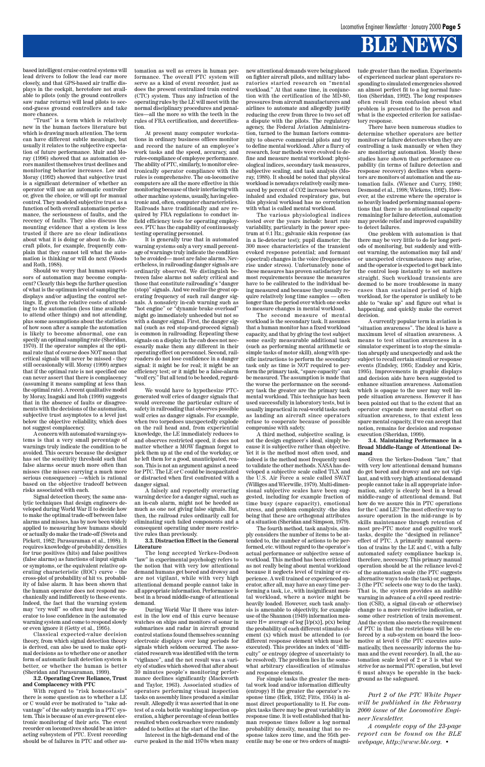based intelligent cruise control systems will lead drivers to follow the lead car more closely, and that GPS-based air traffic displays in the cockpit, heretofore not available to pilots (only the ground controllers saw radar returns) will lead pilots to second-guess ground controllers and take more chances.

"Trust" is a term which is relatively new in the human factors literature but which is drawing much attention. The term can have different subtle meanings, but usually it relates to the subjective expectation of future performance. Muir and Moray (1996) showed that as automation errors manifest themselves trust declines and monitoring behavior increases. Lee and Moray (1992) showed that subjective trust is a significant determiner of whether an operator will use an automatic controller or, given the choice, or will opt for manual control. They modeled subjective trust as a function of both overall automation performance, the seriousness of faults, and the recency of faults. They also discuss the mounting evidence that a system is less trusted if there are no clear indications about what it is doing or about to do. Aircraft pilots, for example, frequently complain that they cannot tell what the automation is thinking or will do next (Woods and Roth, 1988).

Should we worry that human supervisors of automation may become complacent? Clearly this begs the further question of what is the optimum level of sampling the displays and/or adjusting the control settings. If, given the relative costs of attending to the automation (less time available to attend other things) and not attending, plus some assumptions about the statistics of how soon after a sample the automation is likely to become abnormal, one can specify an optimal sampling rate (Sheridan, 1970). If the operator samples at the optimal rate that of course does NOT mean that critical signals will never be missed - they still occasionally will. Moray (1999) argues that if the optimal rate is not specified one can never assert that there is complacency (assuming it means sampling at less than the optimal rate). A recent qualitative model by Moray, Inagaki and Itoh (1999) suggests that in the absence of faults or disagreements with the decisions of the automation, subjective trust asymptotes to a level just below the objective reliability, which does not suggest complacency.

A concern with automated warning systems is that a very small percentage of warnings truly indicate the condition to be avoided. This occurs because the designer has set the sensitivity threshold such that false alarms occur much more often than misses (the misses carrying a much more serious consequence) —which is rational based on the objective tradeoff between risks associated with each.

Signal detection theory, the same analytic techniques that design engineers developed during World War II to decide how to make the optimal trade-off between false alarms and misses, has by now been widely applied to measuring how humans should or actually do make the trade-off (Swets and Pickett, 1982; Parasuraman et al., 1998). It requires knowledge of probability densities for true positives (hits) and false positives (false alarms) as functions of input signals or symptoms, or the equivalent relative operating characteristic (ROC) curve – the cross-plot of probability of hit vs. probability of false alarm. It has been shown that the human operator does not respond mechanically and indifferently to these events. Indeed, the fact that the warning system may "cry wolf" so often may lead the operator to lose confidence in the automated warning system and come to respond slowly or even ignore it (Getty et al., 1995).

Classical expected-value decision theory, from which signal detection theory is derived, can also be used to make optimal decisions as to whether one or another form of automatic fault detection system is better, or whether the human is better (Sheridan and Parasuraman, 1999).

**3.2. Operating Crew Reliance, Trust and Complacency with PTC**

With regard to "risk homeostasis" there is some question as to whether a LE or C would ever be motivated to "take advantage" of the safety margin in a PTC system. This is because of an ever-present electronic monitoring of their acts. The event recorder on locomotives should be an interacting subsystem of PTC. Event recording should be of failures in PTC and other automation as well as errors in human performance. The overall PTC system will serve as a kind of event recorder, just as does the present centralized train control (CTC) system. Thus any infraction of the operating rules by the LE will meet with the normal disciplinary procedures and penalties—all the more so with the teeth in the rules of FRA certification, and decertification.

At present many computer workstations in ordinary business offices monitor and record the nature of an employee's work tasks and the speed, accuracy, and rules-compliance of employee performance. The ability of PTC, similarly, to monitor electronically operator compliance with the rules is comprehensive. The on-locomotive computers are all the more effective in this monitoring because of their interfacing with other machine systems, usually, having electronic and, often, computer characteristics. Railroads have traditionally and are required by FRA regulations to conduct infield efficiency tests for operating employees. PTC has the capability of continuously testing operating personnel.

It is generally true that in automated warning systems only a very small percentage of warnings truly indicate the condition to be avoided— most are false alarms. Nevertheless, in railroading danger signals are ordinarily observed. We distinguish between false alarms not safety critical and those that constitute railroading's "danger (stop)" signals. And we realize the great operating frequency of such rail danger signals. A nonsafety in-cab warning such as "hot engine" or "dynamic brake overload" might go immediately unheeded but not so with a danger signal. First, the danger signal (such as red stop-and-proceed signal) is common in railroading. Repeating these signals on a display in the cab does not necessarily make them any different in their operating effect on personnel. Second, railroaders do not lose confidence in a danger signal: it might be for real; it might be an efficiency test; or it might be a false-alarm "wolf cry." But all tend to be heeded, regardless.

We would have to hypothesize PTC-generated wolf cries of danger signals that would overcome the particular culture of safety in railroading that observes possible wolf cries as danger signals. For example, when two torpedoes unexpectedly explode on the rail head and, from experiential knowledge, the LE immediately reduces to and observes restricted speed, it does not matter whether a MOW flagman forgot to pick them up at the end of the workday, or he left them for a good, unanticipated, reason. This is not an argument against a need for PTC. The LE or C could be incapacitated or distracted when first confronted with a danger signal.

A falsely and reportedly overacting warning device for a danger signal, such as an in-cab alarm, might not be heeded as much as one not giving false signals. But, then, the railroad rules ordinarily call for eliminating such failed components and a consequent operating under more restrictive rules than previously.

**3.3. Distraction Effect in the General Literature**

The long accepted Yerkes-Dodson "law" in experimental psychology refers to the notion that with very low attentional demand humans do get bored and drowsy and are not vigilant, while with very high attentional demand people cannot take in all appropriate information. Performance is best in a broad middle-range of attentional demand.

During World War II there was interest in the low end of this curve because watches on ships and monitors of sonar in submarines and radar in aircraft ground control stations found themselves scanning electronic displays over long periods for signals which seldom occurred. The associated research was identified with the term "vigilance", and the net result was a variety of studies which showed that after about 30 minutes people's monitoring performance declines significantly (Mackworth and Taylor, 1963). Associated studies of operators performing visual inspection tasks on assembly lines produced a similar result. Allegedly it was asserted that in one test of a cola bottle washing inspection operation, a higher percentage of clean bottles resulted when cockroaches were randomly added to bottles at the start of the line.

Interest in the high-demand end of the curve peaked in the mid 1970s when many new attentional demands were being placed on fighter aircraft pilots, and military laboratories started research on "mental workload." At that same time, in conjunction with the certification of the MD-80, pressures from aircraft manufacturers and airlines to automate and allegedly justify reducing the crew from three to two set off a dispute with the pilots. The regulatory agency, the Federal Aviation Administration, turned to the human factors community to observe commercial pilots and try to define mental workload. After a flurry of research, four methods were evolved to define and measure mental workload: physiological indices, secondary task measures, subjective scaling, and task analysis (Moray, 1988). It should be noted that physical workload is nowadays relatively easily measured by percent of CO2 increase between inhaled and exhaled respiratory gas, but this physical workload has no correlation with what is called mental workload.

The various physiological indices tested over the years include: heart rate variability, particularly in the power spectrum at 0.1 Hz.; galvanic skin response (as in a lie-detector test); pupil diameter; the 300 msec characteristics of the transient evoked response potential; and formant (spectral) changes in the voice (frequencies rise under stress). Unfortunately none of these measures has proven satisfactory for most requirements because the measures have to be calibrated to the individual being measured and because they usually require relatively long time samples — often longer than the period over which one seeks to measure changes in mental workload.

The second measure of mental workload is the secondary task. It assumes that a human monitor has a fixed workload capacity, and that by giving the test subject some easily measurable additional task (such as performing mental arithmetic or simple tasks of motor skill), along with specific instructions to perform the secondary task only as time is NOT required to perform the primary task, "spare capacity" can be measured. The assumption is made that the worse the performance on the secondary task the greater are the primary task mental workload. This technique has been used successfully in laboratory tests, but is usually impractical in real-world tasks such as landing an aircraft since operators refuse to cooperate because of possible compromise with safety.

A third method, subjective scaling, is not the design engineer's ideal, simply because it is subjective rather than objective. Yet it is the method most often used, and indeed is the method most frequently used to validate the other methods. NASA has developed a subjective scale called TLX and the U.S. Air Force a scale called SWAT (Williges and Wierwille, 1979). Multi-dimensional subjective scales have been suggested, including for example fraction of time busy (spare capacity), emotional stress, and problem complexity -the idea being that these are orthogonal attributes of a situation (Sheridan and Simpson, 1979).

The fourth method, task analysis, simply considers the number of items to be attended to, the number of actions to be performed, etc. without regard to the operator's actual performance or subjective sense of workload. This method has been criticized as not really being about mental workload because it neglects level of training or experience. A well trained or experienced operator, after all, may have an easy time performing a task, i.e., with insignificant mental workload, where a novice might be heavily loaded. However, such task analysis is amenable to objectivity, for example use of the Shannon (1949) information measure H= average of log [1/p(x)], p(x) being the probability of each different stimulus element (x) which must be attended to (or different response element which must be executed). This provides an index of "difficulty" or entropy (degree of uncertainty to be resolved). The problem lies in the somewhat arbitrary classification of stimulus and response elements.

For simple tasks the greater the mental work load and/or information difficulty (entropy) H the greater the operator's response time (Hick, 1952; Fitts, 1954) in almost direct proportionality to H. For complex tasks there may be great variability in response time. It is well established that human response times follow a log normal probability density, meaning that no response takes zero time, and the 95th percentile may be one or two orders of magnitude greater than the median. Experiments of experienced nuclear plant operators responding to simulated emergencies showed an almost perfect fit to a log normal function (Sheridan, 1992). The long responses often result from confusion about what problem is presented to the person and what is the expected criterion for satisfactory response.

There have been numerous studies to determine whether operators are better monitors or failure detectors when they are controlling a task manually or when they are monitoring automation. Mostly these studies have shown that performance capability (in terms of failure detection and response recovery) declines when operators are monitors of automation and the automation fails. (Wiener and Curry, 1980; Desmond et al., 1998; Wickens, 1992). However, at the extreme where the operator is so heavily loaded performing manual operations that there is no attentional capacity remaining for failure detection, automation may provide relief and improved capability to detect failures.

One problem with automation is that there may be very little to do for long periods of monitoring, but suddenly and without warning, the automation may fail and/or unexpected circumstances may arise, and the operator is expected to get back into the control loop instantly to set matters straight. Such workload transients are deemed to be more troublesome in many cases than sustained period of high workload, for the operator is unlikely to be able to "wake up" and figure out what is happening, and quickly make the correct decision.

A currently popular term in aviation is "situation awareness". The ideal is have a maximum level of situation awareness. A means to test situation awareness in a simulator experiment is to stop the simulation abruptly and unexpectedly and ask the subject to recall certain stimuli or response events (Endsley, 1995; Endsley and Kiris, 1995). Improvements in graphic displays and decision aids have been suggested to enhance situation awareness. Automation which is opaque to the user may well impede situation awareness. However it has been pointed out that to the extent that an operator expends more mental effort on situation awareness, to that extent less spare mental capacity, if we can accept that notion, remains for decision and response execution (Sheridan, 1999).

**3.4. Maintaining Performance in a Broad Middle-Range of Attentional Demand**

Given the Yerkes-Dodson "law," that with very low attentional demand humans do get bored and drowsy and are not vigilant, and with very high attentional demand people cannot take in all appropriate information, safety is clearly best in a broad middle-range of attentional demand. But how do we assure this in PTC operations for the C and LE? The most effective way to assure operation in the mid-range is by skills maintenance through retention of most pre-PTC motor and cognitive work tasks, despite the "designed in reliance" effect of PTC. A primarily manual operation of trains by the LE and C, with a fully automated safety compliance backup is, therefore, necessary. This primary manual operation should be at the reliance level-2 of the automation scale (the PTC suggests alternative ways to do the task) or, perhaps, 3 (the PTC selects one way to do the task). That is, the system provides an audible warning in advance of a civil speed restriction (CSR), a signal (in-cab or otherwise) change to a more restrictive indication, or some other restriction of train movement. And the system also meets the requirement of PTC in that the restrictions will be enforced by a sub-system on board the locomotive at level 6 (the PTC executes automatically, then necessarily informs the human and the event recorder). In all, the automation scale level of 2 or 3 is what we strive for as normal PTC operation, but level 6 must always be operable in the background as the safeguard.

*Part 2 of the PTC White Paper will be published in the February 2000 issue of the Locomotive Engineer Newsletter.*

*A complete copy of the 23-page report can be found on the BLE webpage, http://www.ble.org.* •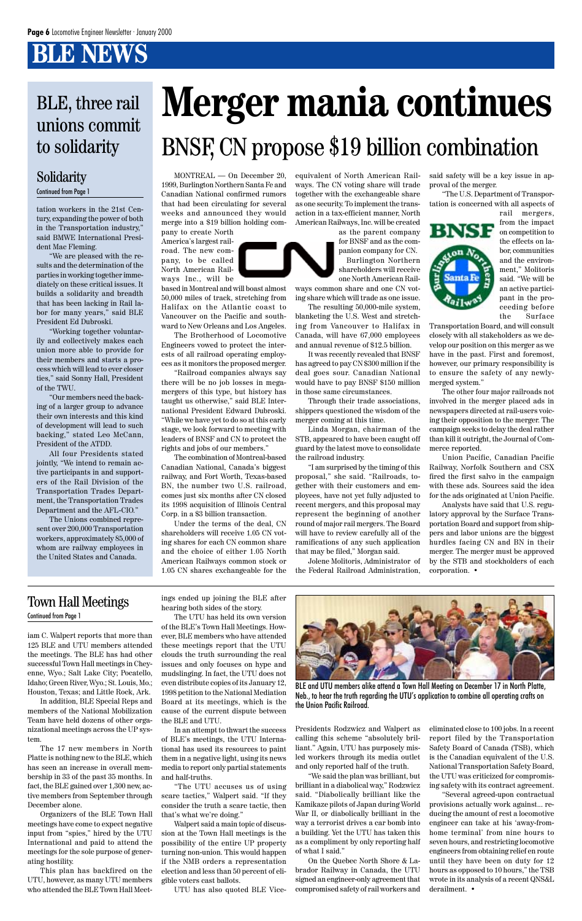# BLE NEWS

## BLE, three rail unions commit to solidarity

### Solidarity

Continued from Page 1

tation workers in the 21st Century, expanding the power of both in the Transportation industry," said BMWE International President Mac Fleming.

"We are pleased with the results and the determination of the parties in working together immediately on these critical issues. It builds a solidarity and breadth that has been lacking in Rail labor for many years," said BLE President Ed Dubroski.

"Working together voluntarily and collectively makes each union more able to provide for their members and starts a process which will lead to ever closer ties," said Sonny Hall, President of the TWU.

"Our members need the backing of a larger group to advance their own interests and this kind of development will lead to such backing," stated Leo McCann, President of the ATDD.

All four Presidents stated jointly, "We intend to remain active participants in and supporters of the Rail Division of the Transportation Trades Department, the Transportation Trades Department and the AFL-CIO."

The Unions combined represent over 200,000 Transportation workers, approximately 85,000 of whom are railway employees in the United States and Canada.

# Merger mania continues

## BNSF, CN propose $19 billion combination

MONTREAL — On December 20, 1999, Burlington Northern Santa Fe and Canadian National confirmed rumors that had been circulating for several weeks and announced they would merge into a $19 billion holding company to create North America's largest railroad. The new company, to be called North American Railways Inc., will be based in Montreal and will boast almost 50,000 miles of track, stretching from Halifax on the Atlantic coast to Vancouver on the Pacific and southward to New Orleans and Los Angeles.

The Brotherhood of Locomotive Engineers vowed to protect the interests of all railroad operating employees as it monitors the proposed merger.

"Railroad companies always say there will be no job losses in megamergers of this type, but history has taught us otherwise," said BLE International President Edward Dubroski. "While we have yet to do so at this early stage, we look forward to meeting with leaders of BNSF and CN to protect the rights and jobs of our members."

The combination of Montreal-based Canadian National, Canada's biggest railway, and Fort Worth, Texas-based BN, the number two U.S. railroad, comes just six months after CN closed its 1998 acquisition of Illinois Central Corp. in a $3 billion transaction.

Under the terms of the deal, CN shareholders will receive 1.05 CN voting shares for each CN common share and the choice of either 1.05 North American Railways common stock or 1.05 CN shares exchangeable for the equivalent of North American Railways. The CN voting share will trade together with the exchangeable share as one security. To implement the transaction in a tax-efficient manner, North American Railways, Inc. will be created as the parent company for BNSF and as the companion company for CN.

Burlington Northern shareholders will receive one North American Railways common share and one CN voting share which will trade as one issue.

The resulting 50,000-mile system, blanketing the U.S. West and stretching from Vancouver to Halifax in Canada, will have 67,000 employees and annual revenue of $12.5 billion.

It was recently revealed that BNSF has agreed to pay CN $300 million if the deal goes sour. Canadian National would have to pay BNSF $150 million in those same circumstances.

Through their trade associations, shippers questioned the wisdom of the merger coming at this time.

Linda Morgan, chairman of the STB, appeared to have been caught off guard by the latest move to consolidate the railroad industry.

"I am surprised by the timing of this proposal," she said. "Railroads, together with their customers and employees, have not yet fully adjusted to recent mergers, and this proposal may represent the beginning of another round of major rail mergers. The Board will have to review carefully all of the ramifications of any such application that may be filed," Morgan said.

Jolene Molitoris, Administrator of the Federal Railroad Administration, said safety will be a key issue in approval of the merger.

"The U.S. Department of Transportation is concerned with all aspects of rail mergers, from the impact on competition to the effects on labor, communities and the environment," Molitoris said. "We will be an active participant in the proceeding before the Surface Transportation Board, and will consult closely with all stakeholders as we develop our position on this merger as we have in the past. First and foremost, however, our primary responsibility is to ensure the safety of any newly-merged system."

The other four major railroads not involved in the merger placed ads in newspapers directed at rail-users voicing their opposition to the merger. The campaign seeks to delay the deal rather than kill it outright, the Journal of Commerce reported.

Union Pacific, Canadian Pacific Railway, Norfolk Southern and CSX fired the first salvo in the campaign with these ads. Sources said the idea for the ads originated at Union Pacific.

Analysts have said that U.S. regulatory approval by the Surface Transportation Board and support from shippers and labor unions are the biggest hurdles facing CN and BN in their merger. The merger must be approved by the STB and stockholders of each corporation. •

## Town Hall Meetings

Continued from Page 1

iam C. Walpert reports that more than 125 BLE and UTU members attended the meetings. The BLE has had other successful Town Hall meetings in Cheyenne, Wyo.; Salt Lake City; Pocatello, Idaho; Green River, Wyo.; St. Louis, Mo.; Houston, Texas; and Little Rock, Ark.

In addition, BLE Special Reps and members of the National Mobilization Team have held dozens of other organizational meetings across the UP system.

The 17 new members in North Platte is nothing new to the BLE, which has seen an increase in overall membership in 33 of the past 35 months. In fact, the BLE gained over 1,300 new, active members from September through December alone.

Organizers of the BLE Town Hall meetings have come to expect negative input from "spies," hired by the UTU International and paid to attend the meetings for the sole purpose of generating hostility.

This plan has backfired on the UTU, however, as many UTU members who attended the BLE Town Hall Meetings ended up joining the BLE after hearing both sides of the story.

The UTU has held its own version of the BLE's Town Hall Meetings. However, BLE members who have attended these meetings report that the UTU clouds the truth surrounding the real issues and only focuses on hype and mudslinging. In fact, the UTU does not even distribute copies of its January 12, 1998 petition to the National Mediation Board at its meetings, which is the cause of the current dispute between the BLE and UTU.

In an attempt to thwart the success of BLE's meetings, the UTU International has used its resources to paint them in a negative light, using its news media to report only partial statements and half-truths.

"The UTU accuses us of using scare tactics," Walpert said. "If they consider the truth a scare tactic, then that's what we're doing."

Walpert said a main topic of discussion at the Town Hall meetings is the possibility of the entire UP property turning non-union. This would happen if the NMB orders a representation election and less than 50 percent of eligible voters cast ballots.

UTU has also quoted BLE Vice-Presidents Rodzwicz and Walpert as calling this scheme "absolutely brilliant." Again, UTU has purposely misled workers through its media outlet and only reported half of the truth.

"We said the plan was brilliant, but brilliant in a diabolical way," Rodzwicz said. "Diabolically brilliant like the Kamikaze pilots of Japan during World War II, or diabolically brilliant in the way a terrorist drives a car bomb into a building. Yet the UTU has taken this as a compliment by only reporting half of what I said."

On the Quebec North Shore & Labrador Railway in Canada, the UTU signed an engineer-only agreement that compromised safety of rail workers and eliminated close to 100 jobs. In a recent report filed by the Transportation Safety Board of Canada (TSB), which is the Canadian equivalent of the U.S. National Transportation Safety Board, the UTU was criticized for compromising safety with its contract agreement.

"Several agreed-upon contractual provisions actually work against... reducing the amount of rest a locomotive engineer can take at his 'away-from-home terminal' from nine hours to seven hours, and restricting locomotive engineers from obtaining relief en route until they have been on duty for 12 hours as opposed to 10 hours," the TSB wrote in its analysis of a recent QNS&L derailment. •

BLE and UTU members alike attend a Town Hall Meeting on December 17 in North Platte, Neb., to hear the truth regarding the UTU's application to combine all operating crafts on the Union Pacific Railroad.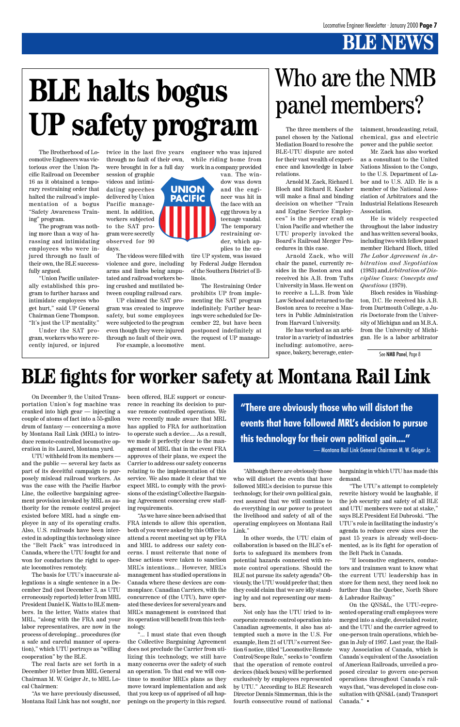# BLE NEWS

# BLE halts bogus UP safety program

The Brotherhood of Locomotive Engineers was victorious over the Union Pacific Railroad on December 16 as it obtained a temporary restraining order that halted the railroad's implementation of a bogus "Safety Awareness Training" program.

The program was nothing more than a way of harassing and intimidating employees who were injured through no fault of their own, the BLE successfully argued.

"Union Pacific unilaterally established this program to further harass and intimidate employees who get hurt," said UP General Chairman Gene Thompson. "It's just the UP mentality."

Under the SAT program, workers who were recently injured, or injured twice in the last five years through no fault of their own, were brought in for a full day session of graphic videos and intimidating speeches delivered by Union Pacific management. In addition, workers subjected to the SAT program were secretly observed for 90 days.

The videos were filled with violence and gore, including arms and limbs being amputated and railroad workers being crushed and mutilated between coupling railroad cars.

UP claimed the SAT program was created to improve safety, but some employees were subjected to the program even though they were injured through no fault of their own.

For example, a locomotive engineer who was injured while riding home from work in a company provided van. The window was down and the engineer was hit in the face with an egg thrown by a teenage vandal. The temporary restraining order, which applies to the entire UP system, was issued by Federal Judge Harry Herndon of the Southern District of Illinois.

The Restraining Order prohibits UP from implementing the SAT program indefinitely. Further hearings were scheduled for December 22, but have been postponed indefinitely at the request of UP management.

# Who are the NMB panel members?

The three members of the panel chosen by the National Mediation Board to resolve the BLE-UTU dispute are noted for their vast wealth of experience and knowledge in labor relations.

Arnold M. Zack, Richard I. Bloch and Richard R. Kasher will make a final and binding decision on whether "Train and Engine Service Employees" is the proper craft on Union Pacific and whether the UTU properly invoked the Board's Railroad Merger Procedures in this case.

Arnold Zack, who will chair the panel, currently resides in the Boston area and received his A.B. from Tufts University in Mass. He went on to receive a L.L.B. from Yale Law School and returned to the Boston area to receive a Masters in Public Administration from Harvard University.

He has worked as an arbitrator in a variety of industries including: automotive, aerospace, bakery, beverage, entertainment, broadcasting, retail, chemical, gas and electric power and the public sector.

Mr. Zack has also worked as a consultant to the United Nations Mission to the Congo, to the U.S. Department of Labor and to U.S. AID. He is a member of the National Association of Arbitrators and the Industrial Relations Research Association.

He is widely respected throughout the labor industry and has written several books, including two with fellow panel member Richard Bloch, titled *The Labor Agreement in Arbitration and Negotiation* (1983) and *Arbitration of Discipline Cases: Concepts and Questions* (1979).

Bloch resides in Washington, D.C. He received his A.B. from Dartmouth College, a Juris Doctorate from the University of Michigan and an M.B.A. from the University of Michigan. He is a labor arbitrator

See NMB Panel, Page 8

# BLE fights for worker safety at Montana Rail Link

On December 9, the United Transportation Union's fog machine was cranked into high gear — injecting a couple of atoms of fact into a 55-gallon drum of fantasy — concerning a move by Montana Rail Link (MRL) to introduce remote-controlled locomotive operation in its Laurel, Montana yard.

UTU withheld from its members — and the public — several key facts as part of its deceitful campaign to purposely mislead railroad workers. As was the case with the Pacific Harbor Line, the collective bargaining agreement provision invoked by MRL as authority for the remote control project existed before MRL had a single employee in any of its operating crafts. Also, U.S. railroads have been interested in adopting this technology since the "Belt Pack" was introduced in Canada, where the UTU fought for and won for conductors the right to operate locomotives remotely.

The basis for UTU's inaccurate allegations is a single sentence in a December 2nd (not December 3, as UTU erroneously reported) letter from MRL President Daniel K. Watts to BLE members. In the letter, Watts states that MRL, "along with the FRA and your labor representatives, are now in the process of developing... procedures (for a safe and careful manner of operation)," which UTU portrays as "willing cooperation" by the BLE.

The real facts are set forth in a December 10 letter from MRL General Chairman M. W. Geiger Jr., to MRL Local Chairmen:

"As we have previously discussed, Montana Rail Link has not sought, nor been offered, BLE support or concurrence in reaching its decision to pursue remote controlled operations. We were recently made aware that MRL has applied to FRA for authorization to operate such a device.... As a result, we made it perfectly clear to the management of MRL that in the event FRA approves of their plans, we expect the Carrier to address our safety concerns relating to the implementation of this service. We also made it clear that we expect MRL to comply with the provisions of the existing Collective Bargaining Agreement concerning crew staffing requirements.

"As we have since been advised that FRA intends to allow this operation, both of you were asked by this Office to attend a recent meeting set up by FRA and MRL to address our safety concerns. I must reiterate that none of these actions were taken to sanction MRL's intentions... However, MRL's management has studied operations in Canada where these devices are commonplace. Canadian Carriers, with the concurrence of (the UTU), have operated these devices for several years and MRL's management is convinced that its operation will benefit from this technology.

"... I must state that even though the Collective Bargaining Agreement does not preclude the Carrier from utilizing this technology, we still have many concerns over the safety of such an operation. To that end we will continue to monitor MRL's plans as they move toward implementation and ask that you keep us of apprised of all happenings on the property in this regard.

**"There are obviously those who will distort the events that have followed MRL's decision to pursue this technology for their own political gain...."**

— Montana Rail Link General Chairman M. W. Geiger Jr.

"Although there are obviously those who will distort the events that have followed MRL's decision to pursue this technology, for their own political gain, rest assured that we will continue to do everything in our power to protect the livelihood and safety of all of the operating employees on Montana Rail Link."

In other words, the UTU claim of collaboration is based on the BLE's efforts to safeguard its members from potential hazards connected with remote control operations. Should the BLE not pursue its safety agenda? Obviously, the UTU would prefer that; then they could claim that we are idly standing by and not representing our members.

Not only has the UTU tried to incorporate remote control operation into Canadian agreements, it also has attempted such a move in the U.S. For example, Item 21 of UTU's current Section 6 notice, titled "Locomotive Remote Control/Scope Rule," seeks to "confirm that the operation of remote control devices (black boxes) will be performed exclusively by employees represented by UTU." According to BLE Research Director Dennis Simmerman, this is the fourth consecutive round of national bargaining in which UTU has made this demand.

"The UTU's attempt to completely rewrite history would be laughable, if the job security and safety of all BLE and UTU members were not at stake," says BLE President Ed Dubroski. "The UTU's role in facilitating the industry's agenda to reduce crew sizes over the past 15 years is already well-documented, as is its fight for operation of the Belt Pack in Canada.

"If locomotive engineers, conductors and trainmen want to know what the current UTU leadership has in store for them next, they need look no further than the Quebec, North Shore & Labrador Railway."

On the QNS&L, the UTU-represented operating craft employees were merged into a single, dovetailed roster, and the UTU and the carrier agreed to one-person train operations, which began in July of 1997. Last year, the Railway Association of Canada, which is Canada's equivalent of the Association of American Railroads, unveiled a proposed circular to govern one-person operations throughout Canada's railways that, "was developed in close consultation with QNS&L (and) Transport Canada." •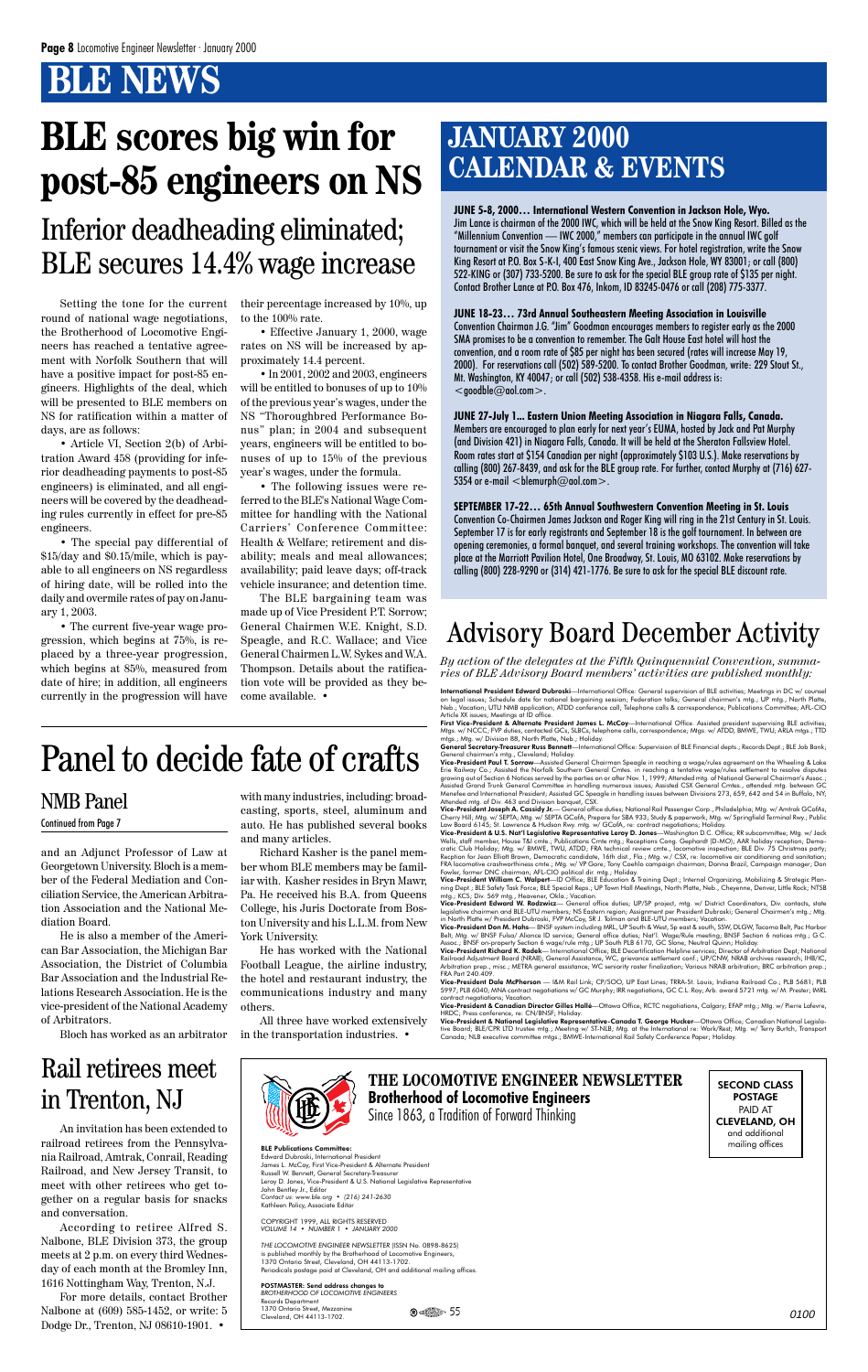# BLE NEWS

# BLE scores big win for post-85 engineers on NS

## Inferior deadheading eliminated; BLE secures 14.4% wage increase

Setting the tone for the current round of national wage negotiations, the Brotherhood of Locomotive Engineers has reached a tentative agreement with Norfolk Southern that will have a positive impact for post-85 engineers. Highlights of the deal, which will be presented to BLE members on NS for ratification within a matter of days, are as follows:

• Article VI, Section 2(b) of Arbitration Award 458 (providing for inferior deadheading payments to post-85 engineers) is eliminated, and all engineers will be covered by the deadheading rules currently in effect for pre-85 engineers.

• The special pay differential of $15/day and $0.15/mile, which is payable to all engineers on NS regardless of hiring date, will be rolled into the daily and overmile rates of pay on January 1, 2003.

• The current five-year wage progression, which begins at 75%, is replaced by a three-year progression, which begins at 85%, measured from date of hire; in addition, all engineers currently in the progression will have their percentage increased by 10%, up to the 100% rate.

• Effective January 1, 2000, wage rates on NS will be increased by approximately 14.4 percent.

• In 2001, 2002 and 2003, engineers will be entitled to bonuses of up to 10% of the previous year's wages, under the NS "Thoroughbred Performance Bonus" plan; in 2004 and subsequent years, engineers will be entitled to bonuses of up to 15% of the previous year's wages, under the formula.

• The following issues were referred to the BLE's National Wage Committee for handling with the National Carriers' Conference Committee: Health & Welfare; retirement and disability; meals and meal allowances; availability; paid leave days; off-track vehicle insurance; and detention time.

The BLE bargaining team was made up of Vice President P.T. Sorrow; General Chairmen W.E. Knight, S.D. Speagle, and R.C. Wallace; and Vice General Chairmen L.W. Sykes and W.A. Thompson. Details about the ratification vote will be provided as they become available. •

# JANUARY 2000 CALENDAR & EVENTS

**JUNE 5-8, 2000… International Western Convention in Jackson Hole, Wyo.**
Jim Lance is chairman of the 2000 IWC, which will be held at the Snow King Resort. Billed as the "Millennium Convention — IWC 2000," members can participate in the annual IWC golf tournament or visit the Snow King's famous scenic views. For hotel registration, write the Snow King Resort at P.O. Box S-K-I, 400 East Snow King Ave., Jackson Hole, WY 83001; or call (800) 522-KING or (307) 733-5200. Be sure to ask for the special BLE group rate of $135 per night. Contact Brother Lance at P.O. Box 476, Inkom, ID 83245-0476 or call (208) 775-3377.

**JUNE 18-23… 73rd Annual Southeastern Meeting Association in Louisville**
Convention Chairman J.G. "Jim" Goodman encourages members to register early as the 2000 SMA promises to be a convention to remember. The Galt House East hotel will host the convention, and a room rate of $85 per night has been secured (rates will increase May 19, 2000). For reservations call (502) 589-5200. To contact Brother Goodman, write: 229 Stout St., Mt. Washington, KY 40047; or call (502) 538-4358. His e-mail address is: <goodble@aol.com>.

**JUNE 27-July 1… Eastern Union Meeting Association in Niagara Falls, Canada.**
Members are encouraged to plan early for next year's EUMA, hosted by Jack and Pat Murphy (and Division 421) in Niagara Falls, Canada. It will be held at the Sheraton Fallsview Hotel. Room rates start at $154 Canadian per night (approximately $103 U.S.). Make reservations by calling (800) 267-8439, and ask for the BLE group rate. For further, contact Murphy at (716) 627-5354 or e-mail <blemurph@aol.com>.

**SEPTEMBER 17-22… 65th Annual Southwestern Convention Meeting in St. Louis**
Convention Co-Chairmen James Jackson and Roger King will ring in the 21st Century in St. Louis. September 17 is for early registrants and September 18 is the golf tournament. In between are opening ceremonies, a formal banquet, and several training workshops. The convention will take place at the Marriott Pavilion Hotel, One Broadway, St. Louis, MO 63102. Make reservations by calling (800) 228-9290 or (314) 421-1776. Be sure to ask for the special BLE discount rate.

# Advisory Board December Activity

*By action of the delegates at the Fifth Quinquennial Convention, summaries of BLE Advisory Board members' activities are published monthly:*

**International President Edward Dubroski**—International Office: General supervision of BLE activities; Meetings in DC w/ counsel on legal issues; Schedule date for national bargaining session; Federation talks; General chairman's mtg.; UP mtg., North Platte, Neb.; Vacation; UTU NMB application; ATDD conference call; Telephone calls & correspondence; Publications Committee; AFL-CIO Article XX issues; Meetings at ID office.

**First Vice-President & Alternate President James L. McCoy**—International Office. Assisted president supervising BLE activities; Mtgs. w/ NCCC; FVP duties, contacted GCs, SLBCs, telephone calls, correspondence; Mtgs. w/ ATDD, BMWE, TWU; ARLA mtgs.; TTD mtgs.; Mtg. w/ Division 88, North Platte, Neb.; Holiday.

**General Secretary-Treasurer Russ Bennett**—International Office: Supervision of BLE Financial depts.; Records Dept.; BLE Job Bank; General chairman's mtg., Cleveland; Holiday.

**Vice-President Paul T. Sorrow**—Assisted General Chairman Speagle in reaching a wage/rules agreement on the Wheeling & Lake Erie Railway Co.; Assisted the Norfolk Southern General Cmtes. in reaching a tentative wage/rules settlement to resolve disputes growing out of Section 6 Notices served by the parties on or after Nov. 1, 1999; Attended mtg. of National General Chairman's Assoc.; Assisted Grand Trunk General Committee in handling numerous issues; Assisted CSX General Cmtes., attended mtg. between GC Menefee and International President; Assisted GC Speagle in handling issues between Divisions 273, 659, 642 and 54 in Buffalo, NY; Attended mtg. of Div. 463 and Division banquet, CSX.

**Vice-President Joseph A. Cassidy Jr.**— General office duties; National Rail Passenger Corp., Philadelphia; Mtg. w/ Amtrak GCofAs, Cherry Hill; Mtg. w/ SEPTA; Mtg. w/ SEPTA GCofA, Prepare for SBA 933; Study & paperwork; Mtg. w/ Springfield Terminal Rwy.; Public Law Board 6145; St. Lawrence & Hudson Rwy. mtg. w/ GCofA., re: contract negotiations; Holiday.

**Vice-President & U.S. Nat'l Legislative Representative Leroy D. Jones**—Washington D.C. Office; RR subcommittee; Mtg. w/ Jack Wells, staff member, House T&I cmte.; Publications Cmte mtg.; Receptions Cong. Gephardt (D-MO); AAR holiday reception; Democratic Club Holiday; Mtg. w/ BMWE, TWU, ATDD; DNC Div. 75 Christmas party; Reception for Jean Elliott Brown, Democratic candidate, 16th dist., Fla.; Mtg. w/ CSX, re: locomotive air conditioning and sanitation; FRA locomotive crashworthiness cmte.; Mtg. w/ VP Gore; Tony Coehlo campaign chairman; Donna Brazil, Campaign manager; Don Fowler, former DNC chairman; AFL-CIO political dir. mtg.; Holiday.

**Vice-President William C. Walpert**—ID Office; BLE Education & Training Dept.; Internal Organizing, Mobilizing & Strategic Planning Dept.; BLE Safety Task Force; BLE Special Reps.; UP Town Hall Meetings, North Platte, Neb., Cheyenne, Denver, Little Rock; NTSB mtg.; KCS; Div. 569 mtg., Heavener, Okla.; Vacation.

**Vice-President Edward W. Rodzwicz**— General office duties; UP/SP project, mtg. w/ District Coordinators, Div. contacts, state legislative chairmen and BLE-UTU members; NS Eastern region; Assignment per President Dubroski; General Chairmen's mtg.; Mtg. in North Platte w/ President Dubroski, FVP McCoy, SR J. Tolman and BLE-UTU members; Vacation.

**Vice-President Don M. Hahs**— BNSF system including MRL, UP South & West, Sp east & south, SSW, DLGW, Tacoma Belt, Pac Harbor Belt; Mtg. w/ BNSF Fulsa/ Aliance ID service; General office duties; Nat'l. Wage/Rule meeting; BNSF Section 6 notices mtg.; G.C. Assoc.; BNSF on-property Section 6 wage/rule mtg.; UP South PLB 6170, GC Slone, Neutral Quinn; Holiday.

**Vice-President Richard K. Radek**— International Office; BLE Decertification Helpline services; Director of Arbitration Dept; National Railroad Adjustment Board (NRAB); General Assistance, WC, grievance settlement conf.; UP/CNW, NRAB archives research; IHB/IC, Arbitration prep.; misc.; METRA general assistance; WC seniority roster finalization; Various NRAB arbitration; BRC arbitration prep.; FRA Part 240.409.

**Vice-President Dale McPherson** — I&M Rail Link; CP/SOO, UP East Lines; TRRA-St. Louis; Indiana Railroad Co., PLB 5681, PLB 5997; PLB 6040; MNA contract negotiations w/ GC Murphy; IRR negotiations, GC C.L. Roy; Arb. award 5721 mtg. w/ M. Prester; WRL contract negotiations; Vacation.

**Vice-President & Canadian Director Gilles Hallé**—Ottawa Office; RCTC negotiations, Calgary; EFAP mtg.; Mtg. w/ Pierre Lafevre, HRDC; Press conference, re: CN/BNSF; Holiday.

**Vice-President & National Legislative Representative-Canada T. George Hucker**—Ottawa Office; Canadian National Legislative Board; BLE/CPR LTD trustee mtg.; Meeting w/ ST-NLB; Mtg. at the International re: Work/Rest; Mtg. w/ Terry Burtch, Transport Canada; NLB executive committee mtgs.; BMWE-International Rail Safety Conference Paper; Holiday.

# Panel to decide fate of crafts

## NMB Panel

Continued from Page 7

and an Adjunct Professor of Law at Georgetown University. Bloch is a member of the Federal Mediation and Conciliation Service, the American Arbitration Association and the National Mediation Board.

He is also a member of the American Bar Association, the Michigan Bar Association, the District of Columbia Bar Association and the Industrial Relations Research Association. He is the vice-president of the National Academy of Arbitrators.

Bloch has worked as an arbitrator with many industries, including: broadcasting, sports, steel, aluminum and auto. He has published several books and many articles.

Richard Kasher is the panel member whom BLE members may be familiar with. Kasher resides in Bryn Mawr, Pa. He received his B.A. from Queens College, his Juris Doctorate from Boston University and his L.L.M. from New York University.

He has worked with the National Football League, the airline industry, the hotel and restaurant industry, the communications industry and many others.

All three have worked extensively in the transportation industries. •

# Rail retirees meet in Trenton, NJ

An invitation has been extended to railroad retirees from the Pennsylvania Railroad, Amtrak, Conrail, Reading Railroad, and New Jersey Transit, to meet with other retirees who get together on a regular basis for snacks and conversation.

According to retiree Alfred S. Nalbone, BLE Division 373, the group meets at 2 p.m. on every third Wednesday of each month at the Bromley Inn, 1616 Nottingham Way, Trenton, N.J.

For more details, contact Brother Nalbone at (609) 585-1452, or write: 5 Dodge Dr., Trenton, NJ 08610-1901. •

**THE LOCOMOTIVE ENGINEER NEWSLETTER**
**Brotherhood of Locomotive Engineers**
Since 1863, a Tradition of Forward Thinking

**SECOND CLASS POSTAGE** PAID AT **CLEVELAND, OH** and additional mailing offices

**BLE Publications Committee:**
Edward Dubroski, International President
James L. McCoy, First Vice-President & Alternate President
Russell W. Bennett, General Secretary-Treasurer
Leroy D. Jones, Vice-President & U.S. National Legislative Representative
John Bentley Jr., Editor
*Contact us: www.ble.org • (216) 241-2630*
Kathleen Policy, Associate Editor

COPYRIGHT 1999, ALL RIGHTS RESERVED
*VOLUME 14 • NUMBER 1 • JANUARY 2000*

*THE LOCOMOTIVE ENGINEER NEWSLETTER* (ISSN No. 0898-8625) is published monthly by the Brotherhood of Locomotive Engineers, 1370 Ontario Street, Cleveland, OH 44113-1702. Periodicals postage paid at Cleveland, OH and additional mailing offices.

**POSTMASTER: Send address changes to**
*BROTHERHOOD OF LOCOMOTIVE ENGINEERS*
Records Department
1370 Ontario Street, Mezzanine
Cleveland, OH 44113-1702.

0100